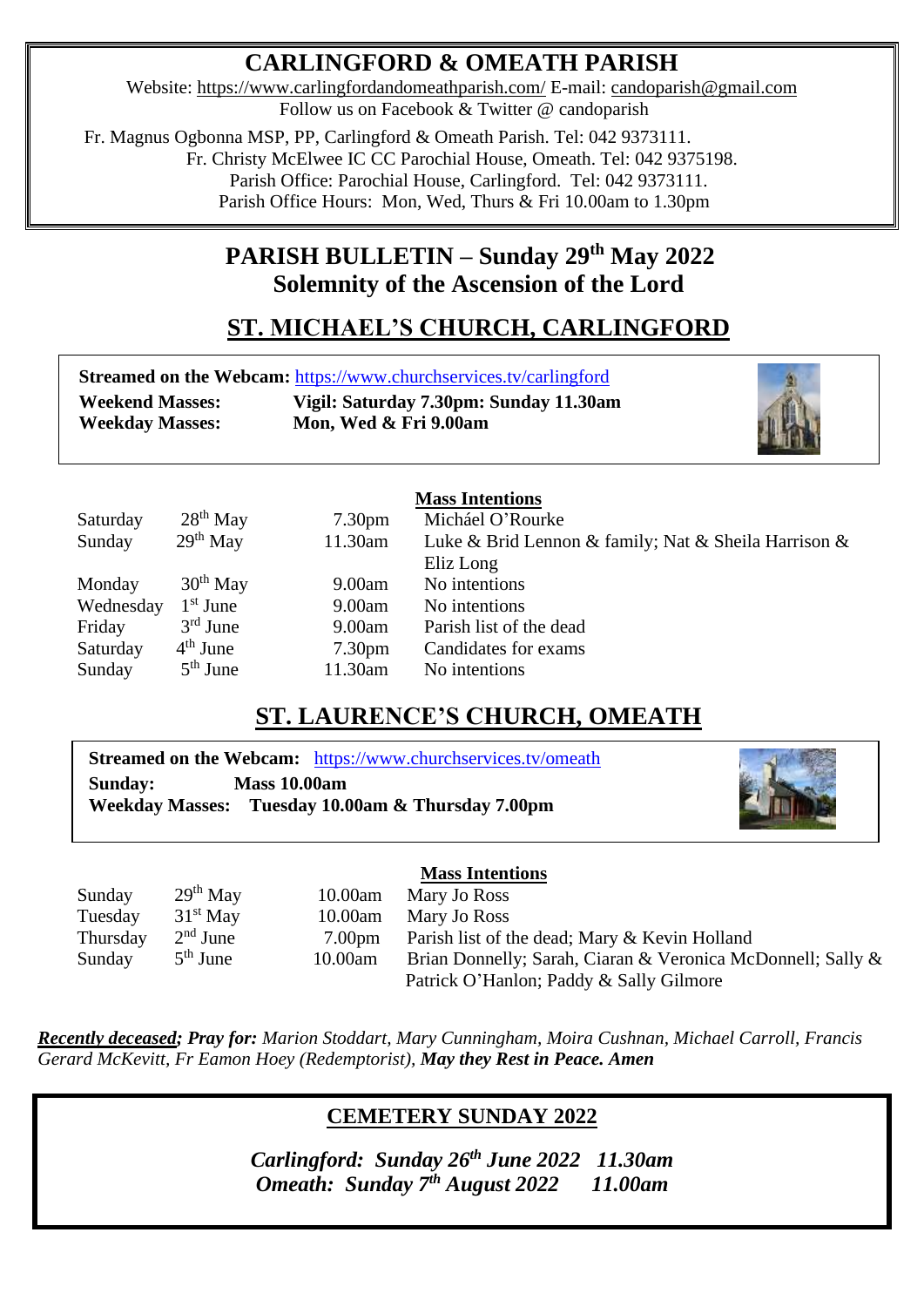# CARLINGFORD & OMEATH PARISH

Website: https://www.carlingfordandomeathparish.com/ E-mail: candoparish@gmail.com
Follow us on Facebook & Twitter @ candoparish

Fr. Magnus Ogbonna MSP, PP, Carlingford & Omeath Parish. Tel: 042 9373111.
Fr. Christy McElwee IC CC Parochial House, Omeath. Tel: 042 9375198.
Parish Office: Parochial House, Carlingford. Tel: 042 9373111.
Parish Office Hours: Mon, Wed, Thurs & Fri 10.00am to 1.30pm

## PARISH BULLETIN – Sunday 29th May 2022
## Solemnity of the Ascension of the Lord

## ST. MICHAEL'S CHURCH, CARLINGFORD

**Streamed on the Webcam:** https://www.churchservices.tv/carlingford
**Weekend Masses:** **Vigil: Saturday 7.30pm: Sunday 11.30am**
**Weekday Masses:** **Mon, Wed & Fri 9.00am**

| | | | Mass Intentions |
|---|---|---|---|
| Saturday | 28th May | 7.30pm | Micháel O'Rourke |
| Sunday | 29th May | 11.30am | Luke & Brid Lennon & family; Nat & Sheila Harrison & Eliz Long |
| Monday | 30th May | 9.00am | No intentions |
| Wednesday | 1st June | 9.00am | No intentions |
| Friday | 3rd June | 9.00am | Parish list of the dead |
| Saturday | 4th June | 7.30pm | Candidates for exams |
| Sunday | 5th June | 11.30am | No intentions |

## ST. LAURENCE'S CHURCH, OMEATH

**Streamed on the Webcam:** https://www.churchservices.tv/omeath
**Sunday:** **Mass 10.00am**
**Weekday Masses:** **Tuesday 10.00am & Thursday 7.00pm**

| | | | Mass Intentions |
|---|---|---|---|
| Sunday | 29th May | 10.00am | Mary Jo Ross |
| Tuesday | 31st May | 10.00am | Mary Jo Ross |
| Thursday | 2nd June | 7.00pm | Parish list of the dead; Mary & Kevin Holland |
| Sunday | 5th June | 10.00am | Brian Donnelly; Sarah, Ciaran & Veronica McDonnell; Sally & Patrick O'Hanlon; Paddy & Sally Gilmore |

***Recently deceased; Pray for:*** *Marion Stoddart, Mary Cunningham, Moira Cushnan, Michael Carroll, Francis Gerard McKevitt, Fr Eamon Hoey (Redemptorist),* ***May they Rest in Peace. Amen***

## CEMETERY SUNDAY 2022

***Carlingford: Sunday 26th June 2022 11.30am***
***Omeath: Sunday 7th August 2022 11.00am***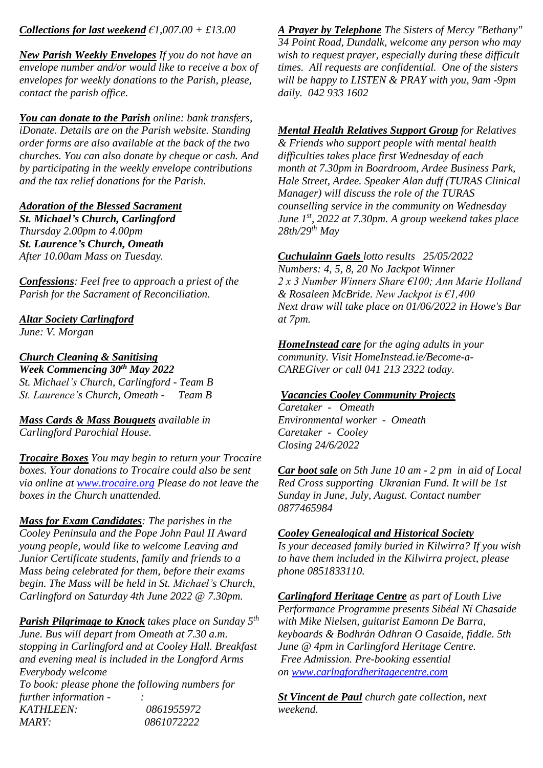***Collections for last weekend*** *€1,007.00 + £13.00*

***New Parish Weekly Envelopes*** *If you do not have an envelope number and/or would like to receive a box of envelopes for weekly donations to the Parish, please, contact the parish office.*

***You can donate to the Parish*** *online: bank transfers, iDonate. Details are on the Parish website. Standing order forms are also available at the back of the two churches. You can also donate by cheque or cash. And by participating in the weekly envelope contributions and the tax relief donations for the Parish.*

***Adoration of the Blessed Sacrament***
***St. Michael's Church, Carlingford***
*Thursday 2.00pm to 4.00pm*
***St. Laurence's Church, Omeath***
*After 10.00am Mass on Tuesday.*

***Confessions****: Feel free to approach a priest of the Parish for the Sacrament of Reconciliation.*

***Altar Society Carlingford***
*June: V. Morgan*

***Church Cleaning & Sanitising***
***Week Commencing 30th May 2022***
*St. Michael's Church, Carlingford - Team B*
*St. Laurence's Church, Omeath - Team B*

***Mass Cards & Mass Bouquets*** *available in Carlingford Parochial House.*

***Trocaire Boxes*** *You may begin to return your Trocaire boxes. Your donations to Trocaire could also be sent via online at [www.trocaire.org](www.trocaire.org) Please do not leave the boxes in the Church unattended.*

***Mass for Exam Candidates****: The parishes in the Cooley Peninsula and the Pope John Paul II Award young people, would like to welcome Leaving and Junior Certificate students, family and friends to a Mass being celebrated for them, before their exams begin. The Mass will be held in St. Michael's Church, Carlingford on Saturday 4th June 2022 @ 7.30pm.*

***Parish Pilgrimage to Knock*** *takes place on Sunday 5th June. Bus will depart from Omeath at 7.30 a.m. stopping in Carlingford and at Cooley Hall. Breakfast and evening meal is included in the Longford Arms Everybody welcome*
*To book: please phone the following numbers for further information - :*
*KATHLEEN: 0861955972*
*MARY: 0861072222*

***A Prayer by Telephone*** *The Sisters of Mercy "Bethany" 34 Point Road, Dundalk, welcome any person who may wish to request prayer, especially during these difficult times. All requests are confidential. One of the sisters will be happy to LISTEN & PRAY with you, 9am -9pm daily. 042 933 1602*

***Mental Health Relatives Support Group*** *for Relatives & Friends who support people with mental health difficulties takes place first Wednesday of each month at 7.30pm in Boardroom, Ardee Business Park, Hale Street, Ardee. Speaker Alan duff (TURAS Clinical Manager) will discuss the role of the TURAS counselling service in the community on Wednesday June 1st, 2022 at 7.30pm. A group weekend takes place 28th/29th May*

***Cuchulainn Gaels*** *lotto results 25/05/2022*
*Numbers: 4, 5, 8, 20 No Jackpot Winner*
*2 x 3 Number Winners Share €100; Ann Marie Holland & Rosaleen McBride. New Jackpot is €1,400*
*Next draw will take place on 01/06/2022 in Howe's Bar at 7pm.*

***HomeInstead care*** *for the aging adults in your community. Visit HomeInstead.ie/Become-a-CAREGiver or call 041 213 2322 today.*

***Vacancies Cooley Community Projects***
*Caretaker - Omeath*
*Environmental worker - Omeath*
*Caretaker - Cooley*
*Closing 24/6/2022*

***Car boot sale*** *on 5th June 10 am - 2 pm in aid of Local Red Cross supporting Ukranian Fund. It will be 1st Sunday in June, July, August. Contact number 0877465984*

***Cooley Genealogical and Historical Society***
*Is your deceased family buried in Kilwirra? If you wish to have them included in the Kilwirra project, please phone 0851833110.*

***Carlingford Heritage Centre*** *as part of Louth Live Performance Programme presents Sibéal Ní Chasaide with Mike Nielsen, guitarist Eamonn De Barra, keyboards & Bodhrán Odhran O Casaide, fiddle. 5th June @ 4pm in Carlingford Heritage Centre. Free Admission. Pre-booking essential on [www.carlngfordheritagecentre.com](www.carlngfordheritagecentre.com)*

***St Vincent de Paul*** *church gate collection, next weekend.*